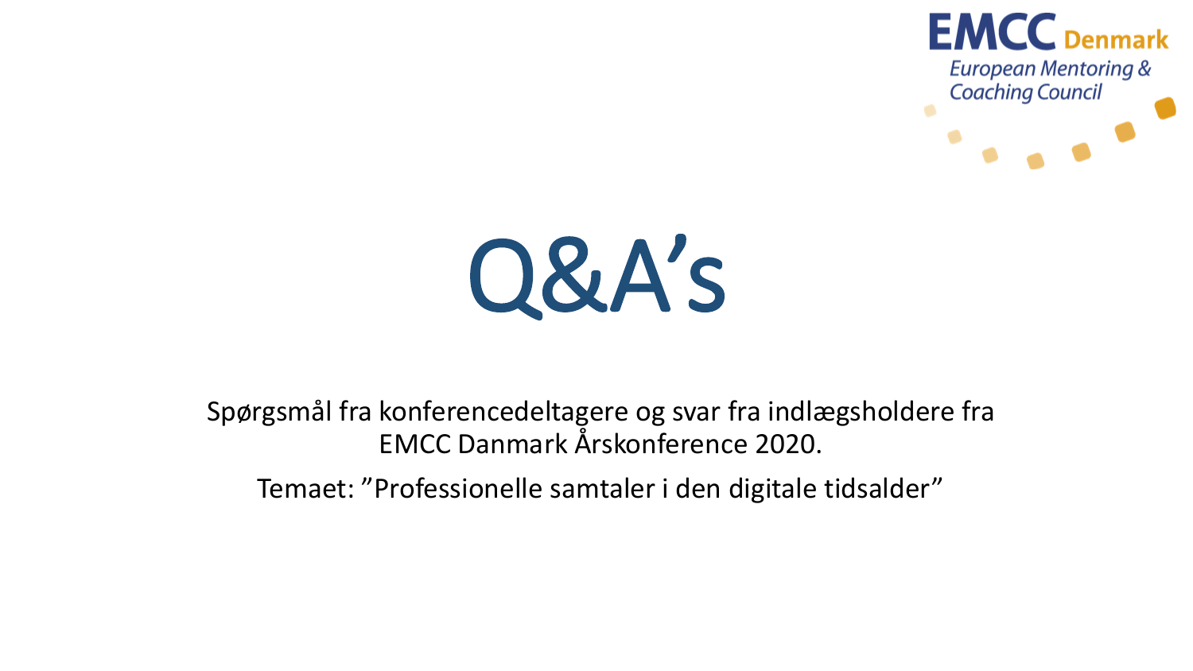EMCC Denmark
*European Mentoring & Coaching Council*

# Q&A’s

Spørgsmål fra konferencedeltagere og svar fra indlægsholdere fra EMCC Danmark Årskonference 2020.

Temaet: ”Professionelle samtaler i den digitale tidsalder”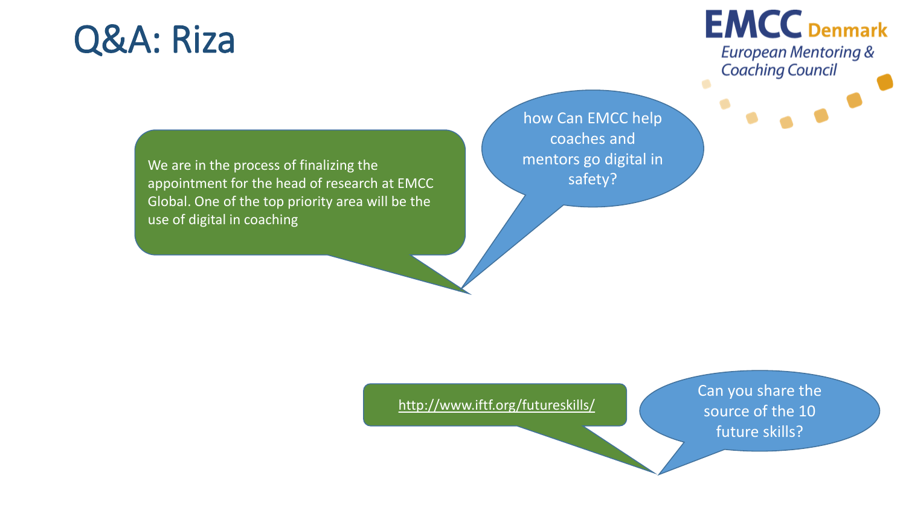# Q&A: Riza

how Can EMCC help coaches and mentors go digital in safety?

We are in the process of finalizing the appointment for the head of research at EMCC Global. One of the top priority area will be the use of digital in coaching

Can you share the source of the 10 future skills?

http://www.iftf.org/futureskills/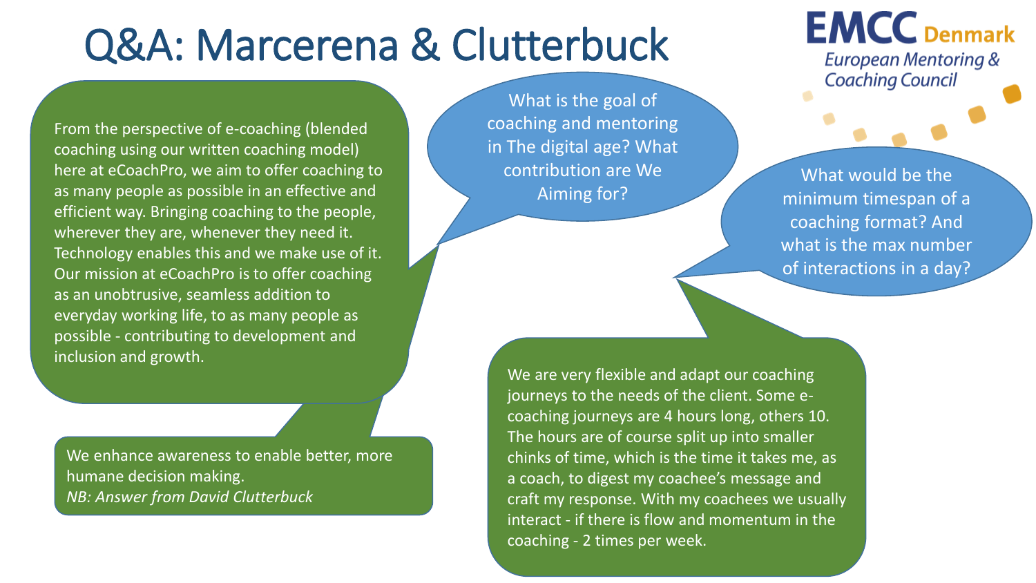# Q&A: Marcerena & Clutterbuck

EMCC Denmark
European Mentoring & Coaching Council

What is the goal of coaching and mentoring in The digital age? What contribution are We Aiming for?

From the perspective of e-coaching (blended coaching using our written coaching model) here at eCoachPro, we aim to offer coaching to as many people as possible in an effective and efficient way. Bringing coaching to the people, wherever they are, whenever they need it. Technology enables this and we make use of it. Our mission at eCoachPro is to offer coaching as an unobtrusive, seamless addition to everyday working life, to as many people as possible - contributing to development and inclusion and growth.

We enhance awareness to enable better, more humane decision making.
*NB: Answer from David Clutterbuck*

What would be the minimum timespan of a coaching format? And what is the max number of interactions in a day?

We are very flexible and adapt our coaching journeys to the needs of the client. Some e-coaching journeys are 4 hours long, others 10. The hours are of course split up into smaller chinks of time, which is the time it takes me, as a coach, to digest my coachee's message and craft my response. With my coachees we usually interact - if there is flow and momentum in the coaching - 2 times per week.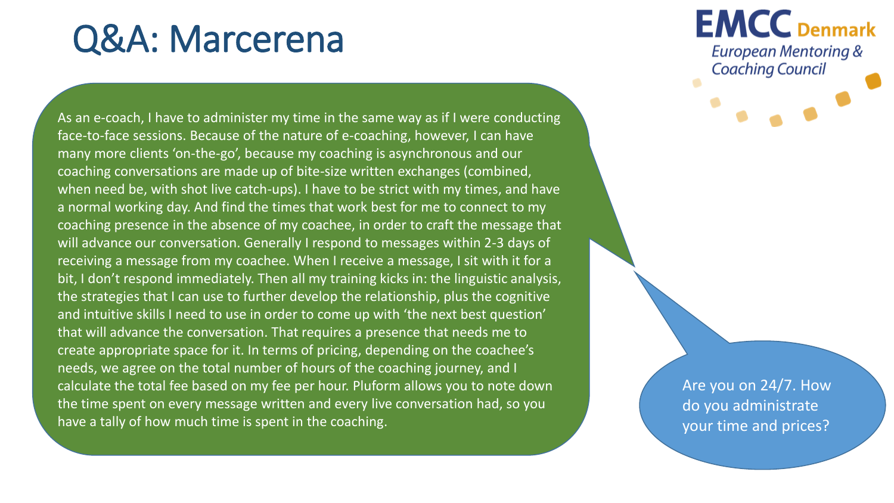# Q&A: Marcerena

**EMCC Denmark**
*European Mentoring & Coaching Council*

Are you on 24/7. How do you administrate your time and prices?

As an e-coach, I have to administer my time in the same way as if I were conducting face-to-face sessions. Because of the nature of e-coaching, however, I can have many more clients 'on-the-go', because my coaching is asynchronous and our coaching conversations are made up of bite-size written exchanges (combined, when need be, with shot live catch-ups). I have to be strict with my times, and have a normal working day. And find the times that work best for me to connect to my coaching presence in the absence of my coachee, in order to craft the message that will advance our conversation. Generally I respond to messages within 2-3 days of receiving a message from my coachee. When I receive a message, I sit with it for a bit, I don't respond immediately. Then all my training kicks in: the linguistic analysis, the strategies that I can use to further develop the relationship, plus the cognitive and intuitive skills I need to use in order to come up with 'the next best question' that will advance the conversation. That requires a presence that needs me to create appropriate space for it. In terms of pricing, depending on the coachee's needs, we agree on the total number of hours of the coaching journey, and I calculate the total fee based on my fee per hour. Pluform allows you to note down the time spent on every message written and every live conversation had, so you have a tally of how much time is spent in the coaching.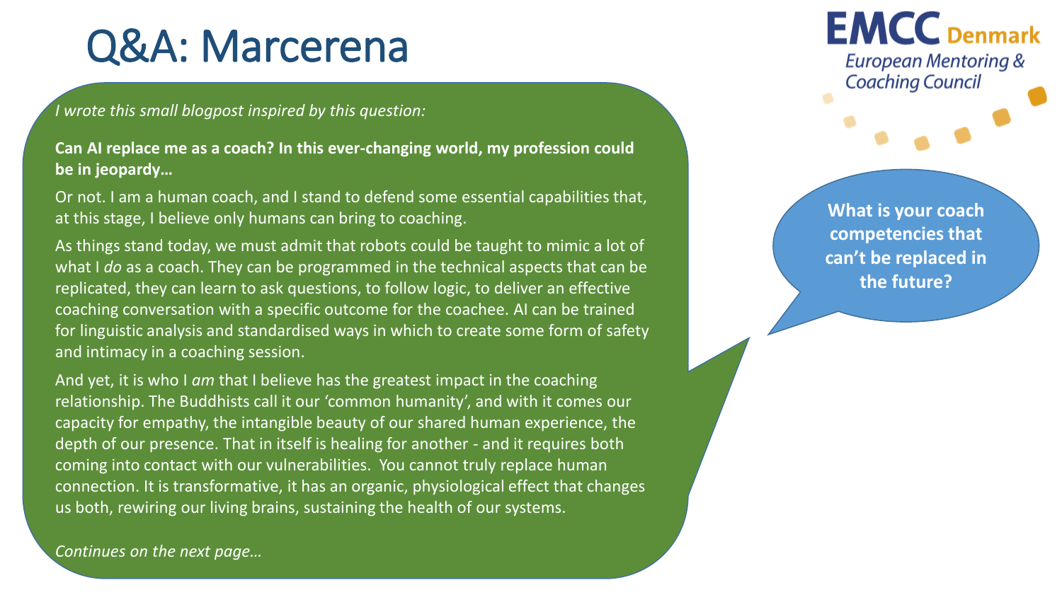# Q&A: Marcerena

EMCC Denmark
European Mentoring & Coaching Council

*I wrote this small blogpost inspired by this question:*

**Can AI replace me as a coach? In this ever-changing world, my profession could be in jeopardy…**

Or not. I am a human coach, and I stand to defend some essential capabilities that, at this stage, I believe only humans can bring to coaching.

As things stand today, we must admit that robots could be taught to mimic a lot of what I *do* as a coach. They can be programmed in the technical aspects that can be replicated, they can learn to ask questions, to follow logic, to deliver an effective coaching conversation with a specific outcome for the coachee. AI can be trained for linguistic analysis and standardised ways in which to create some form of safety and intimacy in a coaching session.

And yet, it is who I *am* that I believe has the greatest impact in the coaching relationship. The Buddhists call it our 'common humanity', and with it comes our capacity for empathy, the intangible beauty of our shared human experience, the depth of our presence. That in itself is healing for another - and it requires both coming into contact with our vulnerabilities. You cannot truly replace human connection. It is transformative, it has an organic, physiological effect that changes us both, rewiring our living brains, sustaining the health of our systems.

*Continues on the next page…*

**What is your coach competencies that can't be replaced in the future?**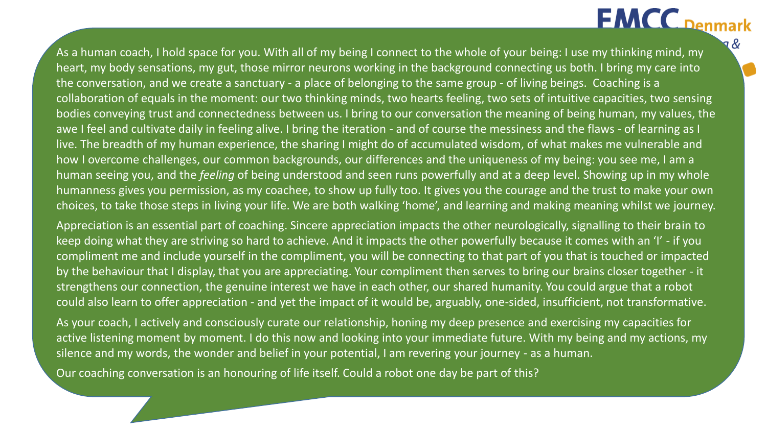As a human coach, I hold space for you. With all of my being I connect to the whole of your being: I use my thinking mind, my heart, my body sensations, my gut, those mirror neurons working in the background connecting us both. I bring my care into the conversation, and we create a sanctuary - a place of belonging to the same group - of living beings. Coaching is a collaboration of equals in the moment: our two thinking minds, two hearts feeling, two sets of intuitive capacities, two sensing bodies conveying trust and connectedness between us. I bring to our conversation the meaning of being human, my values, the awe I feel and cultivate daily in feeling alive. I bring the iteration - and of course the messiness and the flaws - of learning as I live. The breadth of my human experience, the sharing I might do of accumulated wisdom, of what makes me vulnerable and how I overcome challenges, our common backgrounds, our differences and the uniqueness of my being: you see me, I am a human seeing you, and the *feeling* of being understood and seen runs powerfully and at a deep level. Showing up in my whole humanness gives you permission, as my coachee, to show up fully too. It gives you the courage and the trust to make your own choices, to take those steps in living your life. We are both walking 'home', and learning and making meaning whilst we journey.

Appreciation is an essential part of coaching. Sincere appreciation impacts the other neurologically, signalling to their brain to keep doing what they are striving so hard to achieve. And it impacts the other powerfully because it comes with an 'I' - if you compliment me and include yourself in the compliment, you will be connecting to that part of you that is touched or impacted by the behaviour that I display, that you are appreciating. Your compliment then serves to bring our brains closer together - it strengthens our connection, the genuine interest we have in each other, our shared humanity. You could argue that a robot could also learn to offer appreciation - and yet the impact of it would be, arguably, one-sided, insufficient, not transformative.

As your coach, I actively and consciously curate our relationship, honing my deep presence and exercising my capacities for active listening moment by moment. I do this now and looking into your immediate future. With my being and my actions, my silence and my words, the wonder and belief in your potential, I am revering your journey - as a human.

Our coaching conversation is an honouring of life itself. Could a robot one day be part of this?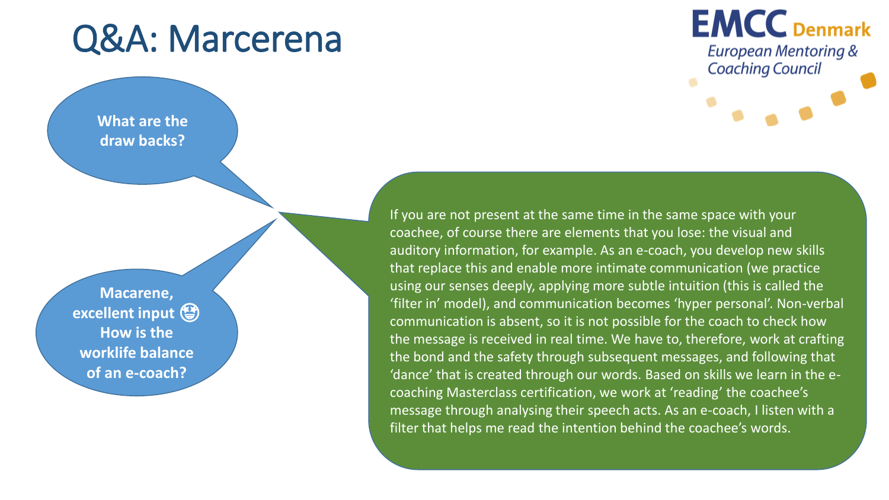# Q&A: Marcerena

**What are the draw backs?**

**Macarene, excellent input 🤩 How is the worklife balance of an e-coach?**

If you are not present at the same time in the same space with your coachee, of course there are elements that you lose: the visual and auditory information, for example. As an e-coach, you develop new skills that replace this and enable more intimate communication (we practice using our senses deeply, applying more subtle intuition (this is called the 'filter in' model), and communication becomes 'hyper personal'. Non-verbal communication is absent, so it is not possible for the coach to check how the message is received in real time. We have to, therefore, work at crafting the bond and the safety through subsequent messages, and following that 'dance' that is created through our words. Based on skills we learn in the e-coaching Masterclass certification, we work at 'reading' the coachee's message through analysing their speech acts. As an e-coach, I listen with a filter that helps me read the intention behind the coachee's words.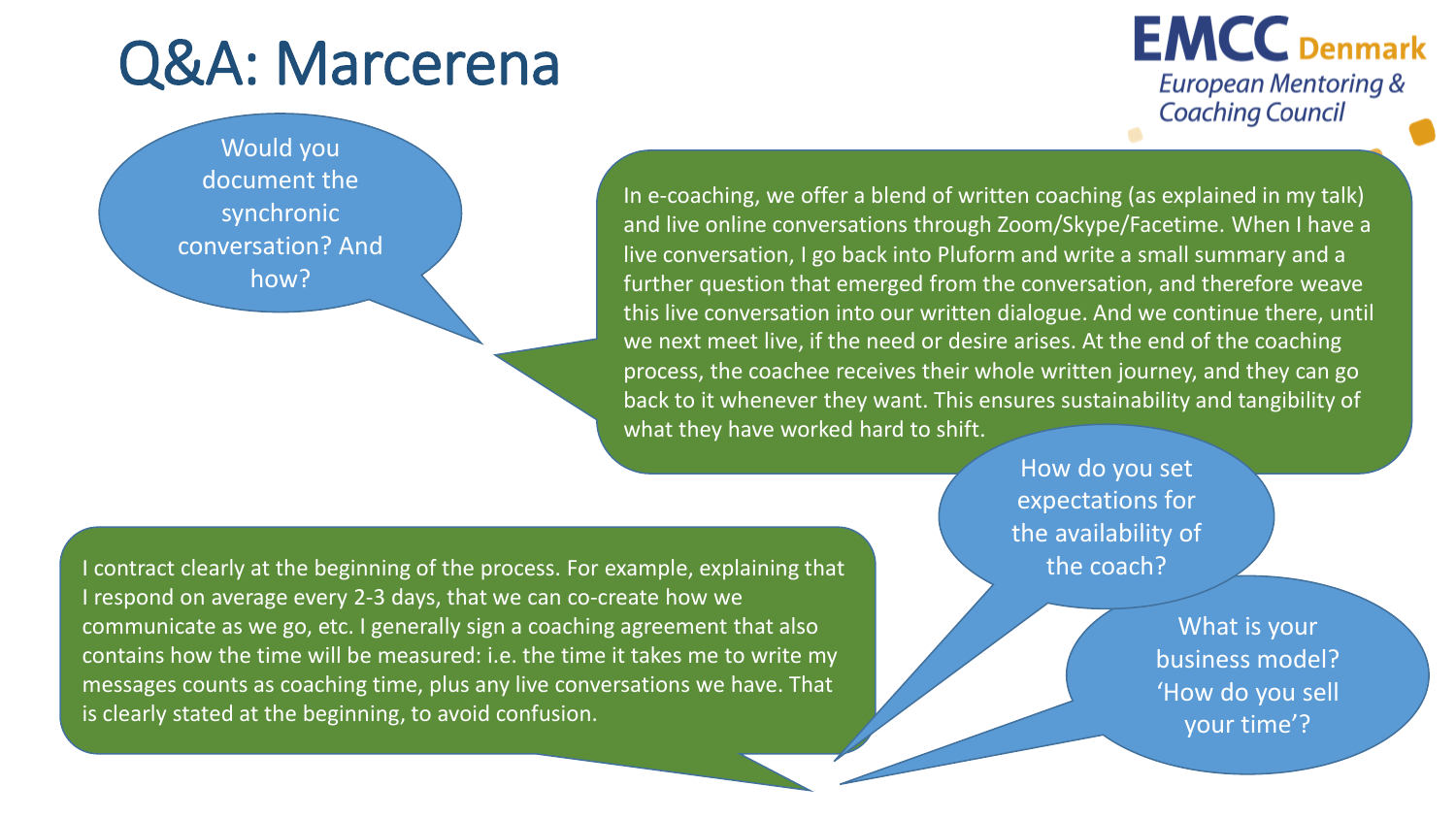# Q&A: Marcerena

EMCC Denmark
European Mentoring & Coaching Council

**Would you document the synchronic conversation? And how?**

In e-coaching, we offer a blend of written coaching (as explained in my talk) and live online conversations through Zoom/Skype/Facetime. When I have a live conversation, I go back into Pluform and write a small summary and a further question that emerged from the conversation, and therefore weave this live conversation into our written dialogue. And we continue there, until we next meet live, if the need or desire arises. At the end of the coaching process, the coachee receives their whole written journey, and they can go back to it whenever they want. This ensures sustainability and tangibility of what they have worked hard to shift.

**How do you set expectations for the availability of the coach?**

**What is your business model? 'How do you sell your time'?**

I contract clearly at the beginning of the process. For example, explaining that I respond on average every 2-3 days, that we can co-create how we communicate as we go, etc. I generally sign a coaching agreement that also contains how the time will be measured: i.e. the time it takes me to write my messages counts as coaching time, plus any live conversations we have. That is clearly stated at the beginning, to avoid confusion.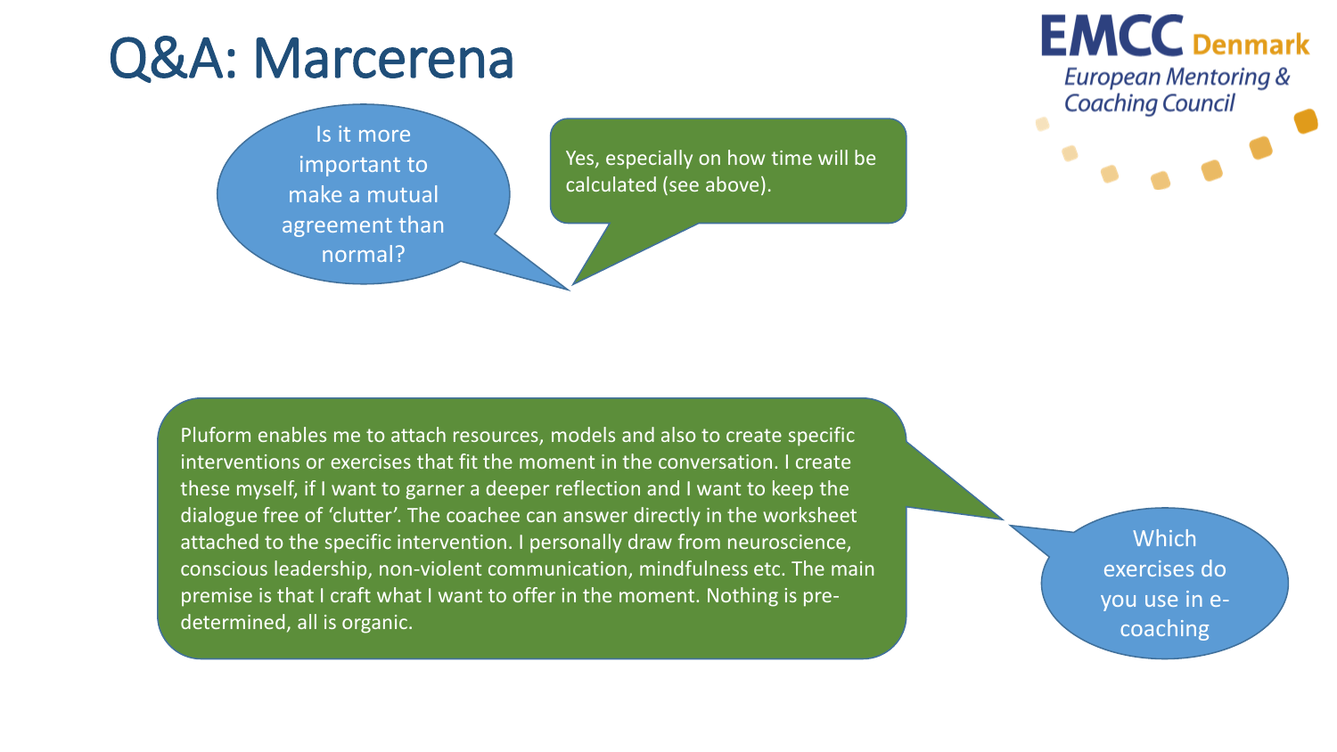# Q&A: Marcerena

Is it more important to make a mutual agreement than normal?

Yes, especially on how time will be calculated (see above).

Which exercises do you use in e-coaching

Pluform enables me to attach resources, models and also to create specific interventions or exercises that fit the moment in the conversation. I create these myself, if I want to garner a deeper reflection and I want to keep the dialogue free of 'clutter'. The coachee can answer directly in the worksheet attached to the specific intervention. I personally draw from neuroscience, conscious leadership, non-violent communication, mindfulness etc. The main premise is that I craft what I want to offer in the moment. Nothing is pre-determined, all is organic.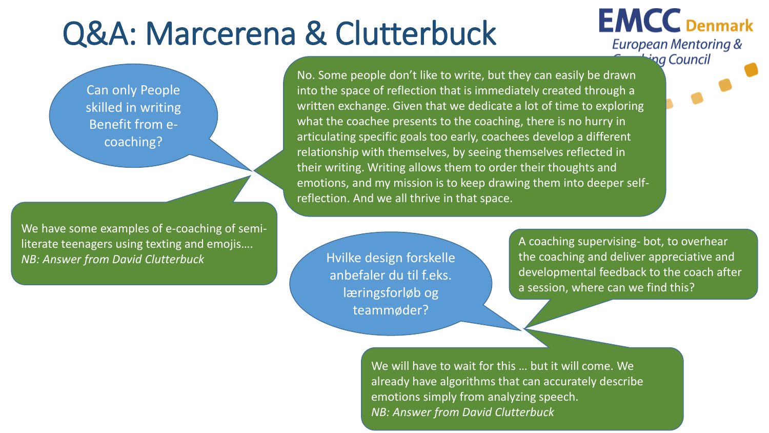# Q&A: Marcerena & Clutterbuck

EMCC Denmark
European Mentoring & Coaching Council

**Can only People skilled in writing Benefit from e-coaching?**

No. Some people don't like to write, but they can easily be drawn into the space of reflection that is immediately created through a written exchange. Given that we dedicate a lot of time to exploring what the coachee presents to the coaching, there is no hurry in articulating specific goals too early, coachees develop a different relationship with themselves, by seeing themselves reflected in their writing. Writing allows them to order their thoughts and emotions, and my mission is to keep drawing them into deeper self-reflection. And we all thrive in that space.

We have some examples of e-coaching of semi-literate teenagers using texting and emojis….
*NB: Answer from David Clutterbuck*

**Hvilke design forskelle anbefaler du til f.eks. læringsforløb og teammøder?**

A coaching supervising- bot, to overhear the coaching and deliver appreciative and developmental feedback to the coach after a session, where can we find this?

We will have to wait for this … but it will come. We already have algorithms that can accurately describe emotions simply from analyzing speech.
*NB: Answer from David Clutterbuck*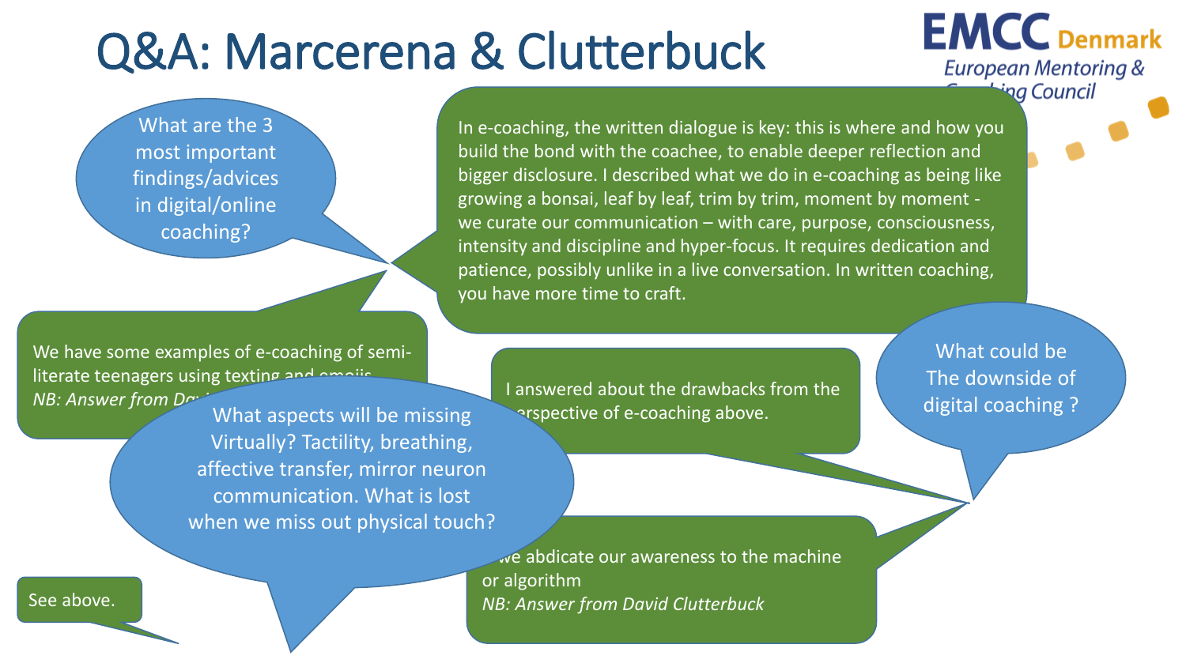# Q&A: Marcerena & Clutterbuck

EMCC Denmark
European Mentoring & Coaching Council

What are the 3 most important findings/advices in digital/online coaching?

In e-coaching, the written dialogue is key: this is where and how you build the bond with the coachee, to enable deeper reflection and bigger disclosure. I described what we do in e-coaching as being like growing a bonsai, leaf by leaf, trim by trim, moment by moment - we curate our communication – with care, purpose, consciousness, intensity and discipline and hyper-focus. It requires dedication and patience, possibly unlike in a live conversation. In written coaching, you have more time to craft.

We have some examples of e-coaching of semi-literate teenagers using texting and emojis
*NB: Answer from Da...*

What could be The downside of digital coaching ?

I answered about the drawbacks from the perspective of e-coaching above.

We abdicate our awareness to the machine or algorithm
*NB: Answer from David Clutterbuck*

What aspects will be missing Virtually? Tactility, breathing, affective transfer, mirror neuron communication. What is lost when we miss out physical touch?

See above.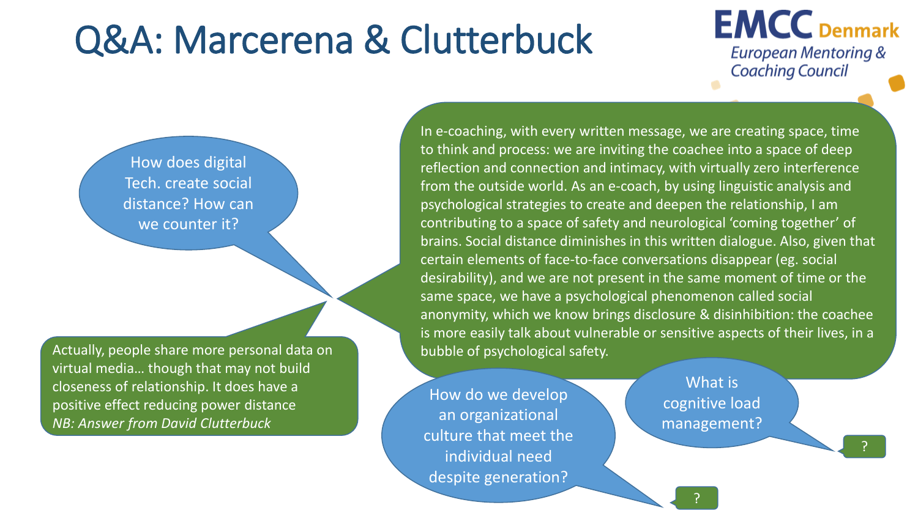# Q&A: Marcerena & Clutterbuck

**EMCC Denmark**
European Mentoring & Coaching Council

How does digital Tech. create social distance? How can we counter it?

In e-coaching, with every written message, we are creating space, time to think and process: we are inviting the coachee into a space of deep reflection and connection and intimacy, with virtually zero interference from the outside world. As an e-coach, by using linguistic analysis and psychological strategies to create and deepen the relationship, I am contributing to a space of safety and neurological 'coming together' of brains. Social distance diminishes in this written dialogue. Also, given that certain elements of face-to-face conversations disappear (eg. social desirability), and we are not present in the same moment of time or the same space, we have a psychological phenomenon called social anonymity, which we know brings disclosure & disinhibition: the coachee is more easily talk about vulnerable or sensitive aspects of their lives, in a bubble of psychological safety.

Actually, people share more personal data on virtual media… though that may not build closeness of relationship. It does have a positive effect reducing power distance
*NB: Answer from David Clutterbuck*

How do we develop an organizational culture that meet the individual need despite generation?

?

What is cognitive load management?

?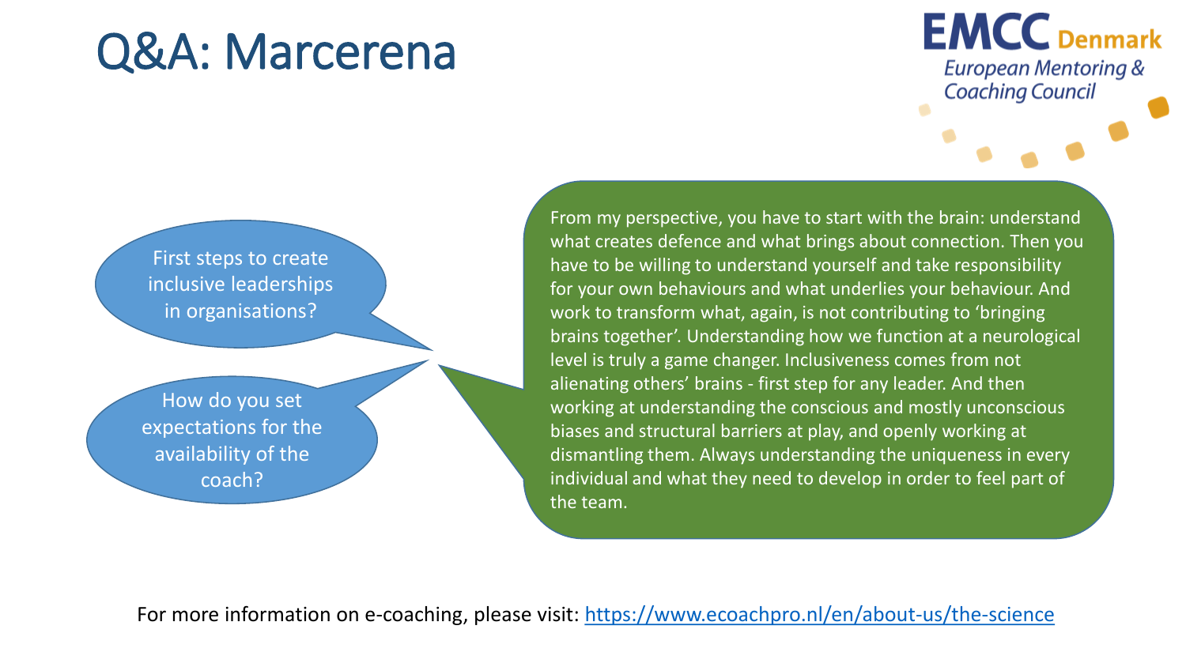# Q&A: Marcerena

**EMCC Denmark**
*European Mentoring & Coaching Council*

First steps to create inclusive leaderships in organisations?

How do you set expectations for the availability of the coach?

From my perspective, you have to start with the brain: understand what creates defence and what brings about connection. Then you have to be willing to understand yourself and take responsibility for your own behaviours and what underlies your behaviour. And work to transform what, again, is not contributing to 'bringing brains together'. Understanding how we function at a neurological level is truly a game changer. Inclusiveness comes from not alienating others' brains - first step for any leader. And then working at understanding the conscious and mostly unconscious biases and structural barriers at play, and openly working at dismantling them. Always understanding the uniqueness in every individual and what they need to develop in order to feel part of the team.

For more information on e-coaching, please visit: [https://www.ecoachpro.nl/en/about-us/the-science](https://www.ecoachpro.nl/en/about-us/the-science)